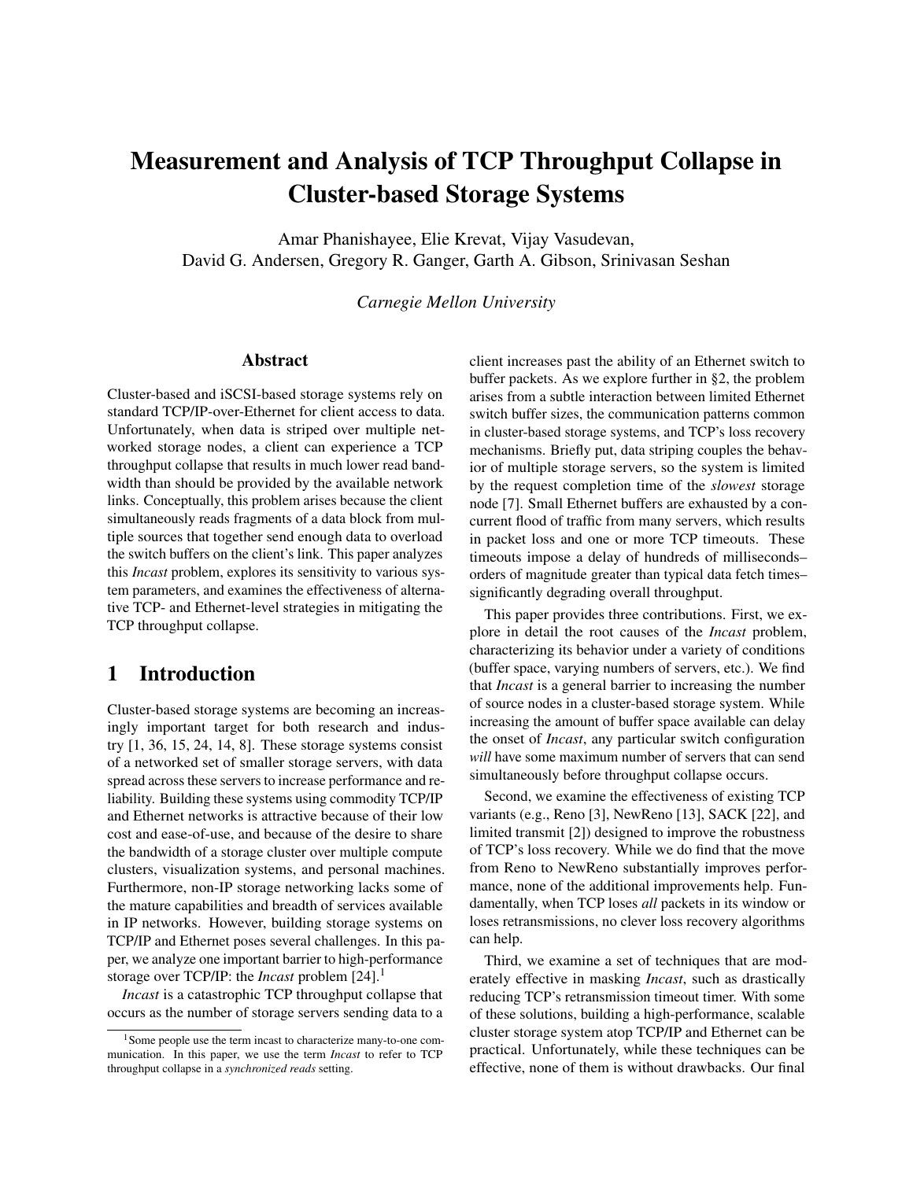# Measurement and Analysis of TCP Throughput Collapse in Cluster-based Storage Systems

Amar Phanishayee, Elie Krevat, Vijay Vasudevan,
David G. Andersen, Gregory R. Ganger, Garth A. Gibson, Srinivasan Seshan

*Carnegie Mellon University*

## Abstract

Cluster-based and iSCSI-based storage systems rely on standard TCP/IP-over-Ethernet for client access to data. Unfortunately, when data is striped over multiple networked storage nodes, a client can experience a TCP throughput collapse that results in much lower read bandwidth than should be provided by the available network links. Conceptually, this problem arises because the client simultaneously reads fragments of a data block from multiple sources that together send enough data to overload the switch buffers on the client's link. This paper analyzes this *Incast* problem, explores its sensitivity to various system parameters, and examines the effectiveness of alternative TCP- and Ethernet-level strategies in mitigating the TCP throughput collapse.

## 1 Introduction

Cluster-based storage systems are becoming an increasingly important target for both research and industry [1, 36, 15, 24, 14, 8]. These storage systems consist of a networked set of smaller storage servers, with data spread across these servers to increase performance and reliability. Building these systems using commodity TCP/IP and Ethernet networks is attractive because of their low cost and ease-of-use, and because of the desire to share the bandwidth of a storage cluster over multiple compute clusters, visualization systems, and personal machines. Furthermore, non-IP storage networking lacks some of the mature capabilities and breadth of services available in IP networks. However, building storage systems on TCP/IP and Ethernet poses several challenges. In this paper, we analyze one important barrier to high-performance storage over TCP/IP: the *Incast* problem [24].[1]

*Incast* is a catastrophic TCP throughput collapse that occurs as the number of storage servers sending data to a client increases past the ability of an Ethernet switch to buffer packets. As we explore further in §2, the problem arises from a subtle interaction between limited Ethernet switch buffer sizes, the communication patterns common in cluster-based storage systems, and TCP's loss recovery mechanisms. Briefly put, data striping couples the behavior of multiple storage servers, so the system is limited by the request completion time of the *slowest* storage node [7]. Small Ethernet buffers are exhausted by a concurrent flood of traffic from many servers, which results in packet loss and one or more TCP timeouts. These timeouts impose a delay of hundreds of milliseconds–orders of magnitude greater than typical data fetch times–significantly degrading overall throughput.

This paper provides three contributions. First, we explore in detail the root causes of the *Incast* problem, characterizing its behavior under a variety of conditions (buffer space, varying numbers of servers, etc.). We find that *Incast* is a general barrier to increasing the number of source nodes in a cluster-based storage system. While increasing the amount of buffer space available can delay the onset of *Incast*, any particular switch configuration *will* have some maximum number of servers that can send simultaneously before throughput collapse occurs.

Second, we examine the effectiveness of existing TCP variants (e.g., Reno [3], NewReno [13], SACK [22], and limited transmit [2]) designed to improve the robustness of TCP's loss recovery. While we do find that the move from Reno to NewReno substantially improves performance, none of the additional improvements help. Fundamentally, when TCP loses *all* packets in its window or loses retransmissions, no clever loss recovery algorithms can help.

Third, we examine a set of techniques that are moderately effective in masking *Incast*, such as drastically reducing TCP's retransmission timeout timer. With some of these solutions, building a high-performance, scalable cluster storage system atop TCP/IP and Ethernet can be practical. Unfortunately, while these techniques can be effective, none of them is without drawbacks. Our final

---

[1] Some people use the term incast to characterize many-to-one communication. In this paper, we use the term *Incast* to refer to TCP throughput collapse in a *synchronized reads* setting.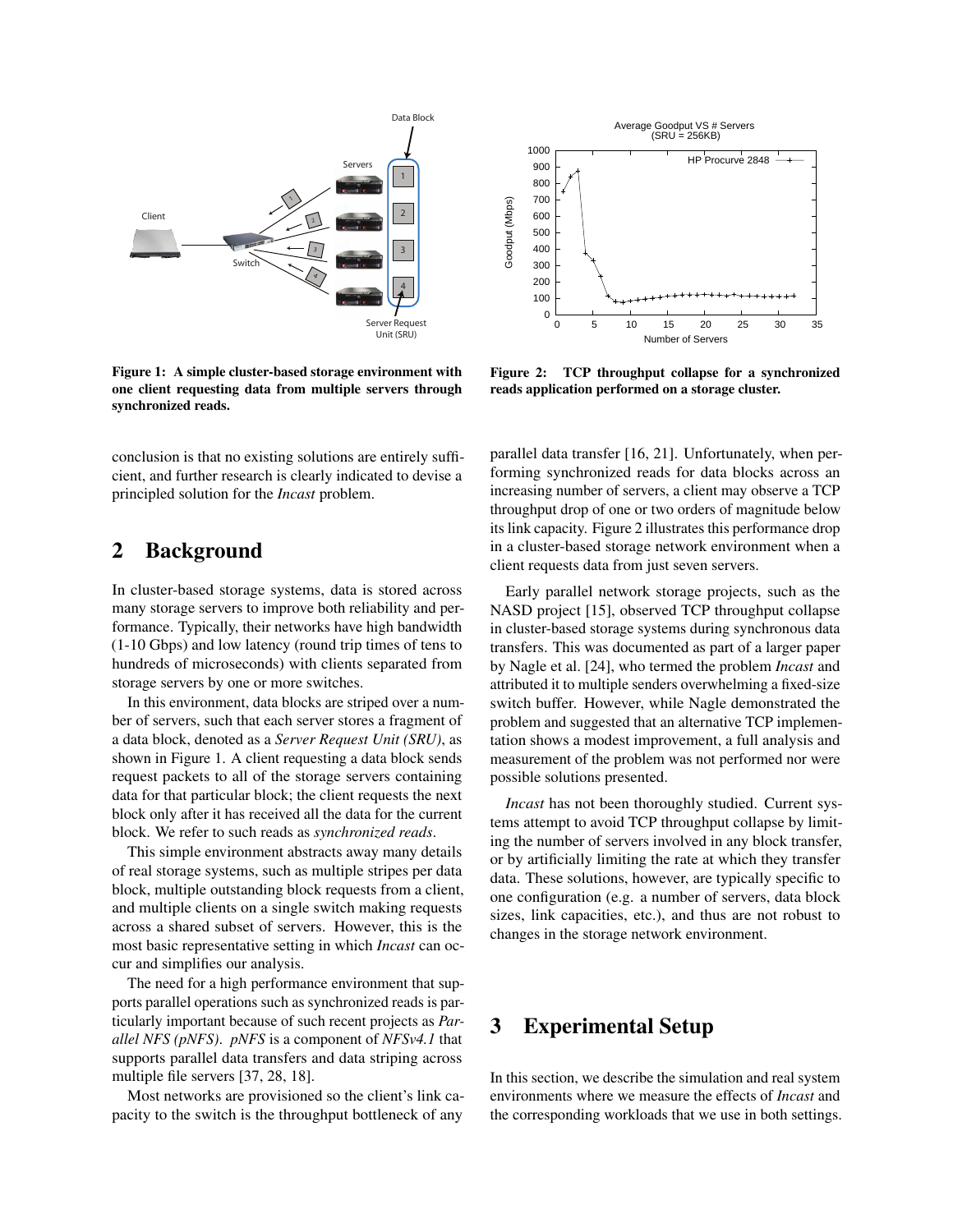Figure 1: A simple cluster-based storage environment with one client requesting data from multiple servers through synchronized reads.

Figure 2: TCP throughput collapse for a synchronized reads application performed on a storage cluster.

conclusion is that no existing solutions are entirely sufficient, and further research is clearly indicated to devise a principled solution for the *Incast* problem.

## 2 Background

In cluster-based storage systems, data is stored across many storage servers to improve both reliability and performance. Typically, their networks have high bandwidth (1-10 Gbps) and low latency (round trip times of tens to hundreds of microseconds) with clients separated from storage servers by one or more switches.

In this environment, data blocks are striped over a number of servers, such that each server stores a fragment of a data block, denoted as a *Server Request Unit (SRU)*, as shown in Figure 1. A client requesting a data block sends request packets to all of the storage servers containing data for that particular block; the client requests the next block only after it has received all the data for the current block. We refer to such reads as *synchronized reads*.

This simple environment abstracts away many details of real storage systems, such as multiple stripes per data block, multiple outstanding block requests from a client, and multiple clients on a single switch making requests across a shared subset of servers. However, this is the most basic representative setting in which *Incast* can occur and simplifies our analysis.

The need for a high performance environment that supports parallel operations such as synchronized reads is particularly important because of such recent projects as *Parallel NFS (pNFS)*. *pNFS* is a component of *NFSv4.1* that supports parallel data transfers and data striping across multiple file servers [37, 28, 18].

Most networks are provisioned so the client's link capacity to the switch is the throughput bottleneck of any parallel data transfer [16, 21]. Unfortunately, when performing synchronized reads for data blocks across an increasing number of servers, a client may observe a TCP throughput drop of one or two orders of magnitude below its link capacity. Figure 2 illustrates this performance drop in a cluster-based storage network environment when a client requests data from just seven servers.

Early parallel network storage projects, such as the NASD project [15], observed TCP throughput collapse in cluster-based storage systems during synchronous data transfers. This was documented as part of a larger paper by Nagle et al. [24], who termed the problem *Incast* and attributed it to multiple senders overwhelming a fixed-size switch buffer. However, while Nagle demonstrated the problem and suggested that an alternative TCP implementation shows a modest improvement, a full analysis and measurement of the problem was not performed nor were possible solutions presented.

*Incast* has not been thoroughly studied. Current systems attempt to avoid TCP throughput collapse by limiting the number of servers involved in any block transfer, or by artificially limiting the rate at which they transfer data. These solutions, however, are typically specific to one configuration (e.g. a number of servers, data block sizes, link capacities, etc.), and thus are not robust to changes in the storage network environment.

## 3 Experimental Setup

In this section, we describe the simulation and real system environments where we measure the effects of *Incast* and the corresponding workloads that we use in both settings.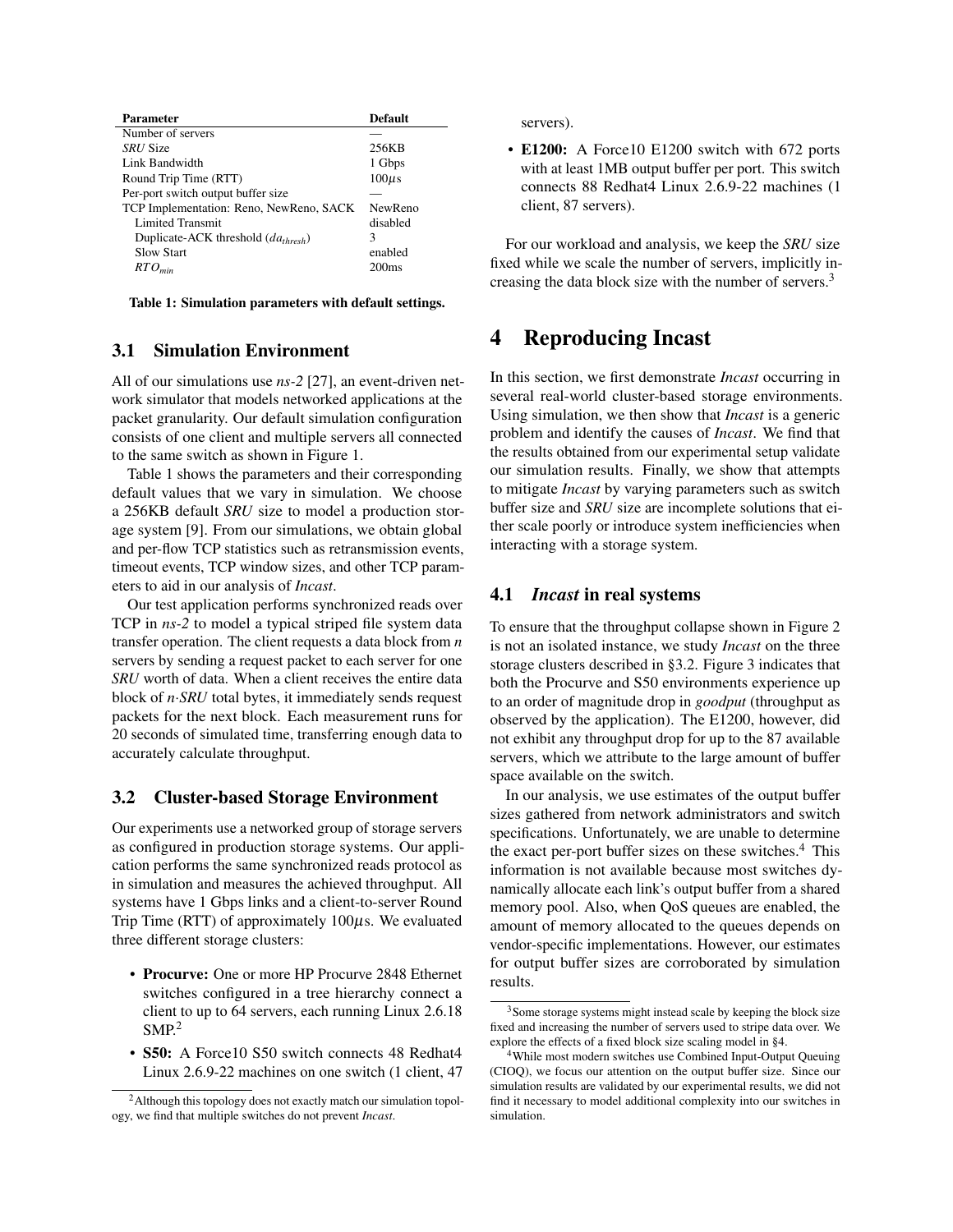| Parameter | Default |
| --- | --- |
| Number of servers | — |
| *SRU* Size | 256KB |
| Link Bandwidth | 1 Gbps |
| Round Trip Time (RTT) | 100$\mu$s |
| Per-port switch output buffer size | — |
| TCP Implementation: Reno, NewReno, SACK | NewReno |
| Limited Transmit | disabled |
| Duplicate-ACK threshold ($da_{thresh}$) | 3 |
| Slow Start | enabled |
| $RTO_{min}$ | 200ms |

**Table 1: Simulation parameters with default settings.**

### 3.1 Simulation Environment

All of our simulations use *ns-2* [27], an event-driven network simulator that models networked applications at the packet granularity. Our default simulation configuration consists of one client and multiple servers all connected to the same switch as shown in Figure 1.

Table 1 shows the parameters and their corresponding default values that we vary in simulation. We choose a 256KB default *SRU* size to model a production storage system [9]. From our simulations, we obtain global and per-flow TCP statistics such as retransmission events, timeout events, TCP window sizes, and other TCP parameters to aid in our analysis of *Incast*.

Our test application performs synchronized reads over TCP in *ns-2* to model a typical striped file system data transfer operation. The client requests a data block from *n* servers by sending a request packet to each server for one *SRU* worth of data. When a client receives the entire data block of *n·SRU* total bytes, it immediately sends request packets for the next block. Each measurement runs for 20 seconds of simulated time, transferring enough data to accurately calculate throughput.

### 3.2 Cluster-based Storage Environment

Our experiments use a networked group of storage servers as configured in production storage systems. Our application performs the same synchronized reads protocol as in simulation and measures the achieved throughput. All systems have 1 Gbps links and a client-to-server Round Trip Time (RTT) of approximately 100$\mu$s. We evaluated three different storage clusters:

- **Procurve:** One or more HP Procurve 2848 Ethernet switches configured in a tree hierarchy connect a client to up to 64 servers, each running Linux 2.6.18 SMP.[2]
- **S50:** A Force10 S50 switch connects 48 Redhat4 Linux 2.6.9-22 machines on one switch (1 client, 47 servers).
- **E1200:** A Force10 E1200 switch with 672 ports with at least 1MB output buffer per port. This switch connects 88 Redhat4 Linux 2.6.9-22 machines (1 client, 87 servers).

For our workload and analysis, we keep the *SRU* size fixed while we scale the number of servers, implicitly increasing the data block size with the number of servers.[3]

## 4 Reproducing Incast

In this section, we first demonstrate *Incast* occurring in several real-world cluster-based storage environments. Using simulation, we then show that *Incast* is a generic problem and identify the causes of *Incast*. We find that the results obtained from our experimental setup validate our simulation results. Finally, we show that attempts to mitigate *Incast* by varying parameters such as switch buffer size and *SRU* size are incomplete solutions that either scale poorly or introduce system inefficiencies when interacting with a storage system.

### 4.1 *Incast* in real systems

To ensure that the throughput collapse shown in Figure 2 is not an isolated instance, we study *Incast* on the three storage clusters described in §3.2. Figure 3 indicates that both the Procurve and S50 environments experience up to an order of magnitude drop in *goodput* (throughput as observed by the application). The E1200, however, did not exhibit any throughput drop for up to the 87 available servers, which we attribute to the large amount of buffer space available on the switch.

In our analysis, we use estimates of the output buffer sizes gathered from network administrators and switch specifications. Unfortunately, we are unable to determine the exact per-port buffer sizes on these switches.[4] This information is not available because most switches dynamically allocate each link's output buffer from a shared memory pool. Also, when QoS queues are enabled, the amount of memory allocated to the queues depends on vendor-specific implementations. However, our estimates for output buffer sizes are corroborated by simulation results.

[2] Although this topology does not exactly match our simulation topology, we find that multiple switches do not prevent *Incast*.

[3] Some storage systems might instead scale by keeping the block size fixed and increasing the number of servers used to stripe data over. We explore the effects of a fixed block size scaling model in §4.

[4] While most modern switches use Combined Input-Output Queuing (CIOQ), we focus our attention on the output buffer size. Since our simulation results are validated by our experimental results, we did not find it necessary to model additional complexity into our switches in simulation.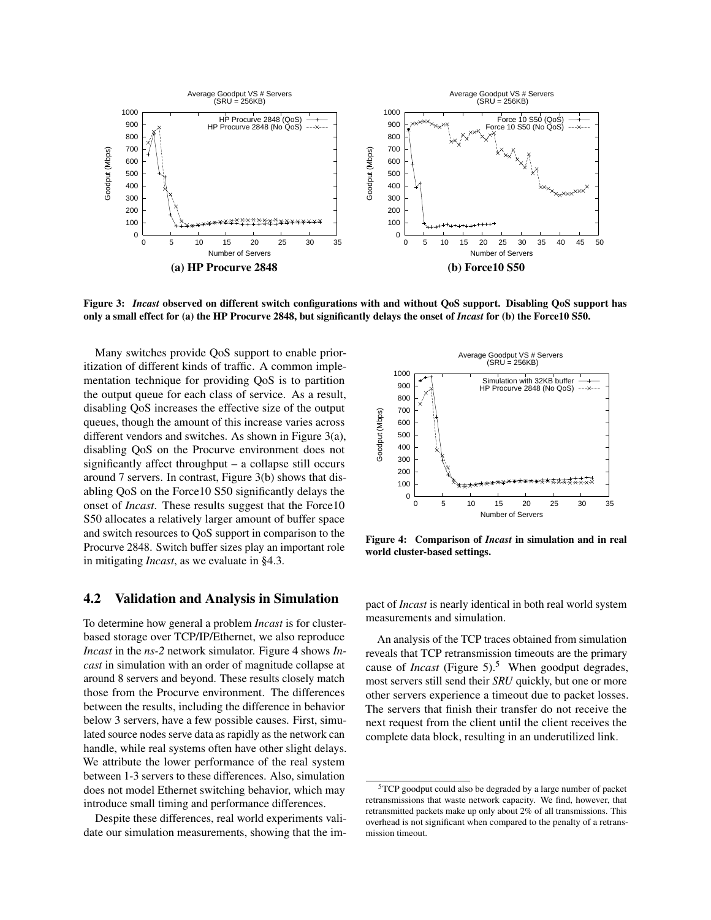**Figure 3:** ***Incast*** **observed on different switch configurations with and without QoS support. Disabling QoS support has only a small effect for (a) the HP Procurve 2848, but significantly delays the onset of** ***Incast*** **for (b) the Force10 S50.**

Many switches provide QoS support to enable prioritization of different kinds of traffic. A common implementation technique for providing QoS is to partition the output queue for each class of service. As a result, disabling QoS increases the effective size of the output queues, though the amount of this increase varies across different vendors and switches. As shown in Figure 3(a), disabling QoS on the Procurve environment does not significantly affect throughput – a collapse still occurs around 7 servers. In contrast, Figure 3(b) shows that disabling QoS on the Force10 S50 significantly delays the onset of *Incast*. These results suggest that the Force10 S50 allocates a relatively larger amount of buffer space and switch resources to QoS support in comparison to the Procurve 2848. Switch buffer sizes play an important role in mitigating *Incast*, as we evaluate in §4.3.

## 4.2 Validation and Analysis in Simulation

To determine how general a problem *Incast* is for cluster-based storage over TCP/IP/Ethernet, we also reproduce *Incast* in the *ns-2* network simulator. Figure 4 shows *Incast* in simulation with an order of magnitude collapse at around 8 servers and beyond. These results closely match those from the Procurve environment. The differences between the results, including the difference in behavior below 3 servers, have a few possible causes. First, simulated source nodes serve data as rapidly as the network can handle, while real systems often have other slight delays. We attribute the lower performance of the real system between 1-3 servers to these differences. Also, simulation does not model Ethernet switching behavior, which may introduce small timing and performance differences.

Despite these differences, real world experiments validate our simulation measurements, showing that the impact of *Incast* is nearly identical in both real world system measurements and simulation.

**Figure 4: Comparison of** ***Incast*** **in simulation and in real world cluster-based settings.**

An analysis of the TCP traces obtained from simulation reveals that TCP retransmission timeouts are the primary cause of *Incast* (Figure 5).[5] When goodput degrades, most servers still send their *SRU* quickly, but one or more other servers experience a timeout due to packet losses. The servers that finish their transfer do not receive the next request from the client until the client receives the complete data block, resulting in an underutilized link.

[5] TCP goodput could also be degraded by a large number of packet retransmissions that waste network capacity. We find, however, that retransmitted packets make up only about 2% of all transmissions. This overhead is not significant when compared to the penalty of a retransmission timeout.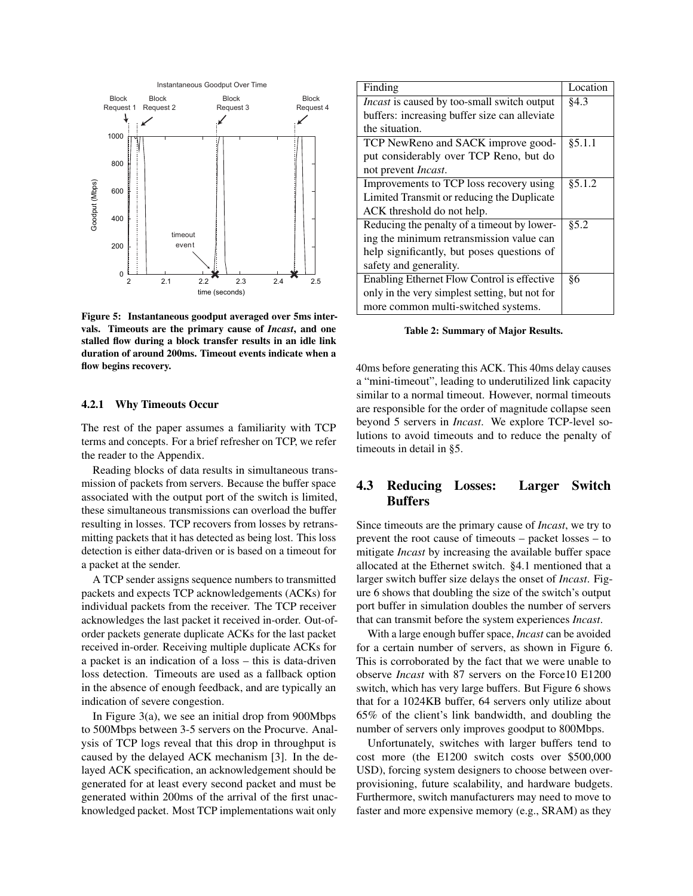Figure 5: Instantaneous goodput averaged over 5ms intervals. Timeouts are the primary cause of *Incast*, and one stalled flow during a block transfer results in an idle link duration of around 200ms. Timeout events indicate when a flow begins recovery.

#### 4.2.1 Why Timeouts Occur

The rest of the paper assumes a familiarity with TCP terms and concepts. For a brief refresher on TCP, we refer the reader to the Appendix.

Reading blocks of data results in simultaneous transmission of packets from servers. Because the buffer space associated with the output port of the switch is limited, these simultaneous transmissions can overload the buffer resulting in losses. TCP recovers from losses by retransmitting packets that it has detected as being lost. This loss detection is either data-driven or is based on a timeout for a packet at the sender.

A TCP sender assigns sequence numbers to transmitted packets and expects TCP acknowledgements (ACKs) for individual packets from the receiver. The TCP receiver acknowledges the last packet it received in-order. Out-of-order packets generate duplicate ACKs for the last packet received in-order. Receiving multiple duplicate ACKs for a packet is an indication of a loss – this is data-driven loss detection. Timeouts are used as a fallback option in the absence of enough feedback, and are typically an indication of severe congestion.

In Figure 3(a), we see an initial drop from 900Mbps to 500Mbps between 3-5 servers on the Procurve. Analysis of TCP logs reveal that this drop in throughput is caused by the delayed ACK mechanism [3]. In the delayed ACK specification, an acknowledgement should be generated for at least every second packet and must be generated within 200ms of the arrival of the first unacknowledged packet. Most TCP implementations wait only 40ms before generating this ACK. This 40ms delay causes a "mini-timeout", leading to underutilized link capacity similar to a normal timeout. However, normal timeouts are responsible for the order of magnitude collapse seen beyond 5 servers in *Incast*. We explore TCP-level solutions to avoid timeouts and to reduce the penalty of timeouts in detail in §5.

| Finding | Location |
|---|---|
| *Incast* is caused by too-small switch output buffers: increasing buffer size can alleviate the situation. | §4.3 |
| TCP NewReno and SACK improve goodput considerably over TCP Reno, but do not prevent *Incast*. | §5.1.1 |
| Improvements to TCP loss recovery using Limited Transmit or reducing the Duplicate ACK threshold do not help. | §5.1.2 |
| Reducing the penalty of a timeout by lowering the minimum retransmission value can help significantly, but poses questions of safety and generality. | §5.2 |
| Enabling Ethernet Flow Control is effective only in the very simplest setting, but not for more common multi-switched systems. | §6 |

Table 2: Summary of Major Results.

### 4.3 Reducing Losses: Larger Switch Buffers

Since timeouts are the primary cause of *Incast*, we try to prevent the root cause of timeouts – packet losses – to mitigate *Incast* by increasing the available buffer space allocated at the Ethernet switch. §4.1 mentioned that a larger switch buffer size delays the onset of *Incast*. Figure 6 shows that doubling the size of the switch's output port buffer in simulation doubles the number of servers that can transmit before the system experiences *Incast*.

With a large enough buffer space, *Incast* can be avoided for a certain number of servers, as shown in Figure 6. This is corroborated by the fact that we were unable to observe *Incast* with 87 servers on the Force10 E1200 switch, which has very large buffers. But Figure 6 shows that for a 1024KB buffer, 64 servers only utilize about 65% of the client's link bandwidth, and doubling the number of servers only improves goodput to 800Mbps.

Unfortunately, switches with larger buffers tend to cost more (the E1200 switch costs over $500,000 USD), forcing system designers to choose between over-provisioning, future scalability, and hardware budgets. Furthermore, switch manufacturers may need to move to faster and more expensive memory (e.g., SRAM) as they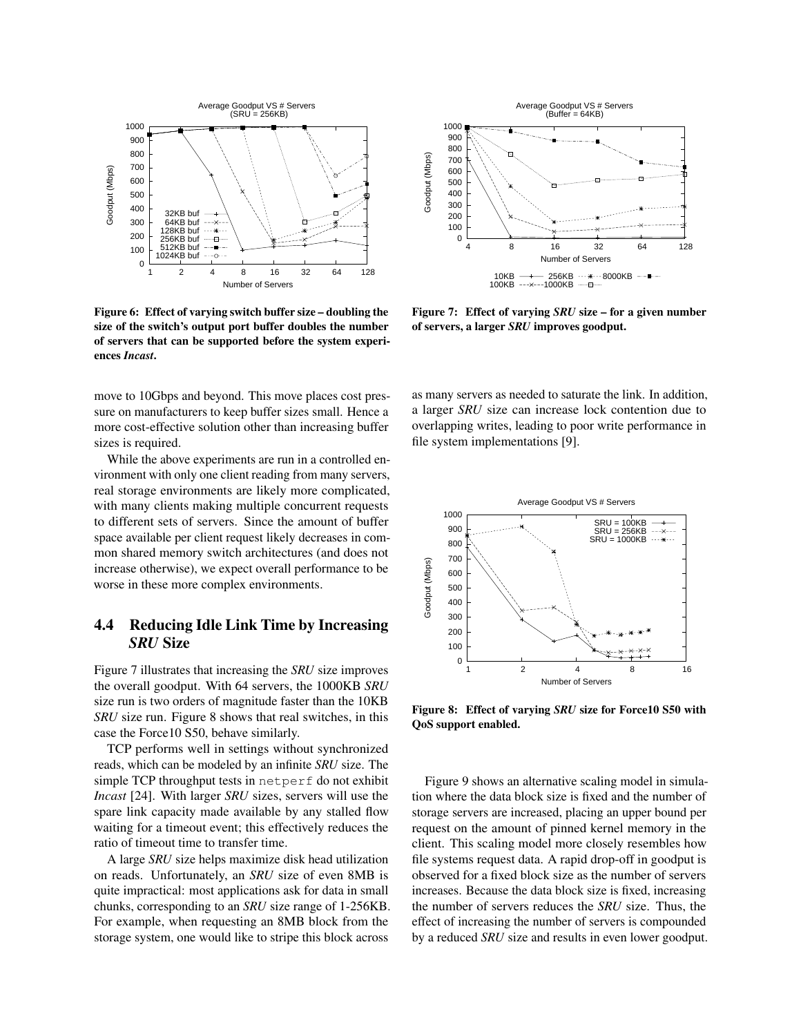Figure 6: Effect of varying switch buffer size – doubling the size of the switch's output port buffer doubles the number of servers that can be supported before the system experiences *Incast*.

Figure 7: Effect of varying *SRU* size – for a given number of servers, a larger *SRU* improves goodput.

move to 10Gbps and beyond. This move places cost pressure on manufacturers to keep buffer sizes small. Hence a more cost-effective solution other than increasing buffer sizes is required.

While the above experiments are run in a controlled environment with only one client reading from many servers, real storage environments are likely more complicated, with many clients making multiple concurrent requests to different sets of servers. Since the amount of buffer space available per client request likely decreases in common shared memory switch architectures (and does not increase otherwise), we expect overall performance to be worse in these more complex environments.

## 4.4 Reducing Idle Link Time by Increasing *SRU* Size

Figure 7 illustrates that increasing the *SRU* size improves the overall goodput. With 64 servers, the 1000KB *SRU* size run is two orders of magnitude faster than the 10KB *SRU* size run. Figure 8 shows that real switches, in this case the Force10 S50, behave similarly.

TCP performs well in settings without synchronized reads, which can be modeled by an infinite *SRU* size. The simple TCP throughput tests in netperf do not exhibit *Incast* [24]. With larger *SRU* sizes, servers will use the spare link capacity made available by any stalled flow waiting for a timeout event; this effectively reduces the ratio of timeout time to transfer time.

A large *SRU* size helps maximize disk head utilization on reads. Unfortunately, an *SRU* size of even 8MB is quite impractical: most applications ask for data in small chunks, corresponding to an *SRU* size range of 1-256KB. For example, when requesting an 8MB block from the storage system, one would like to stripe this block across as many servers as needed to saturate the link. In addition, a larger *SRU* size can increase lock contention due to overlapping writes, leading to poor write performance in file system implementations [9].

Figure 8: Effect of varying *SRU* size for Force10 S50 with QoS support enabled.

Figure 9 shows an alternative scaling model in simulation where the data block size is fixed and the number of storage servers are increased, placing an upper bound per request on the amount of pinned kernel memory in the client. This scaling model more closely resembles how file systems request data. A rapid drop-off in goodput is observed for a fixed block size as the number of servers increases. Because the data block size is fixed, increasing the number of servers reduces the *SRU* size. Thus, the effect of increasing the number of servers is compounded by a reduced *SRU* size and results in even lower goodput.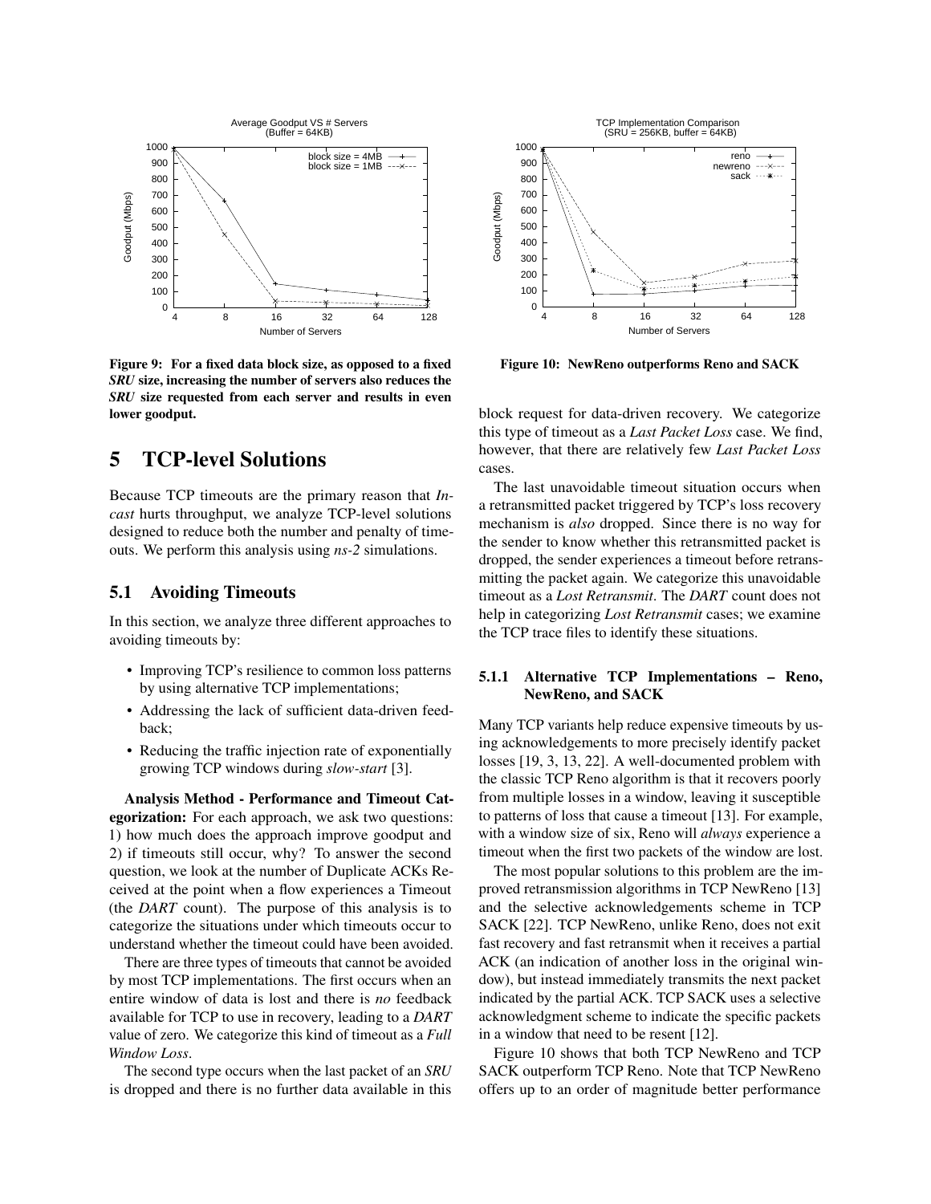Figure 9: For a fixed data block size, as opposed to a fixed *SRU* size, increasing the number of servers also reduces the *SRU* size requested from each server and results in even lower goodput.

Figure 10: NewReno outperforms Reno and SACK

# 5 TCP-level Solutions

Because TCP timeouts are the primary reason that *Incast* hurts throughput, we analyze TCP-level solutions designed to reduce both the number and penalty of timeouts. We perform this analysis using *ns-2* simulations.

## 5.1 Avoiding Timeouts

In this section, we analyze three different approaches to avoiding timeouts by:

- Improving TCP's resilience to common loss patterns by using alternative TCP implementations;
- Addressing the lack of sufficient data-driven feedback;
- Reducing the traffic injection rate of exponentially growing TCP windows during *slow-start* [3].

**Analysis Method - Performance and Timeout Categorization:** For each approach, we ask two questions: 1) how much does the approach improve goodput and 2) if timeouts still occur, why? To answer the second question, we look at the number of Duplicate ACKs Received at the point when a flow experiences a Timeout (the *DART* count). The purpose of this analysis is to categorize the situations under which timeouts occur to understand whether the timeout could have been avoided.

There are three types of timeouts that cannot be avoided by most TCP implementations. The first occurs when an entire window of data is lost and there is *no* feedback available for TCP to use in recovery, leading to a *DART* value of zero. We categorize this kind of timeout as a *Full Window Loss*.

The second type occurs when the last packet of an *SRU* is dropped and there is no further data available in this block request for data-driven recovery. We categorize this type of timeout as a *Last Packet Loss* case. We find, however, that there are relatively few *Last Packet Loss* cases.

The last unavoidable timeout situation occurs when a retransmitted packet triggered by TCP's loss recovery mechanism is *also* dropped. Since there is no way for the sender to know whether this retransmitted packet is dropped, the sender experiences a timeout before retransmitting the packet again. We categorize this unavoidable timeout as a *Lost Retransmit*. The *DART* count does not help in categorizing *Lost Retransmit* cases; we examine the TCP trace files to identify these situations.

### 5.1.1 Alternative TCP Implementations – Reno, NewReno, and SACK

Many TCP variants help reduce expensive timeouts by using acknowledgements to more precisely identify packet losses [19, 3, 13, 22]. A well-documented problem with the classic TCP Reno algorithm is that it recovers poorly from multiple losses in a window, leaving it susceptible to patterns of loss that cause a timeout [13]. For example, with a window size of six, Reno will *always* experience a timeout when the first two packets of the window are lost.

The most popular solutions to this problem are the improved retransmission algorithms in TCP NewReno [13] and the selective acknowledgements scheme in TCP SACK [22]. TCP NewReno, unlike Reno, does not exit fast recovery and fast retransmit when it receives a partial ACK (an indication of another loss in the original window), but instead immediately transmits the next packet indicated by the partial ACK. TCP SACK uses a selective acknowledgment scheme to indicate the specific packets in a window that need to be resent [12].

Figure 10 shows that both TCP NewReno and TCP SACK outperform TCP Reno. Note that TCP NewReno offers up to an order of magnitude better performance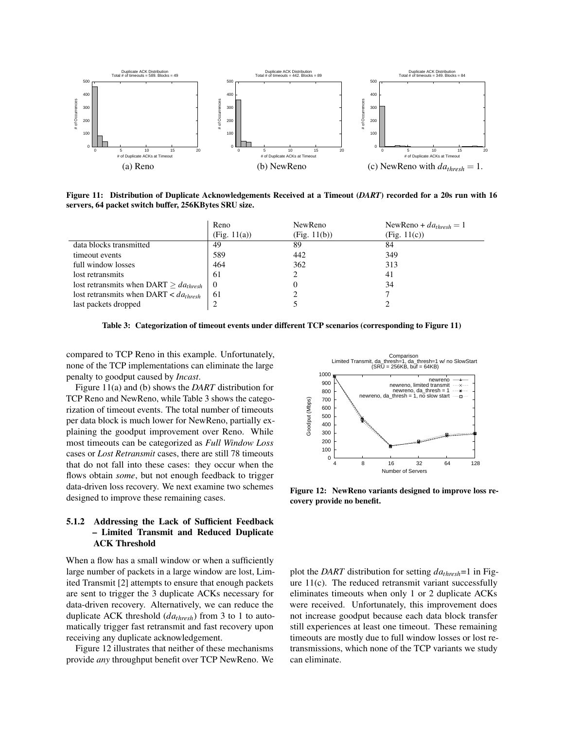(a) Reno

(b) NewReno

(c) NewReno with $da_{thresh} = 1$.

**Figure 11: Distribution of Duplicate Acknowledgements Received at a Timeout (*DART*) recorded for a 20s run with 16 servers, 64 packet switch buffer, 256KBytes SRU size.**

| | Reno (Fig. 11(a)) | NewReno (Fig. 11(b)) | NewReno + $da_{thresh} = 1$ (Fig. 11(c)) |
|---|---|---|---|
| data blocks transmitted | 49 | 89 | 84 |
| timeout events | 589 | 442 | 349 |
| full window losses | 464 | 362 | 313 |
| lost retransmits | 61 | 2 | 41 |
| lost retransmits when DART $\geq da_{thresh}$ | 0 | 0 | 34 |
| lost retransmits when DART < $da_{thresh}$ | 61 | 2 | 7 |
| last packets dropped | 2 | 5 | 2 |

**Table 3: Categorization of timeout events under different TCP scenarios (corresponding to Figure 11)**

compared to TCP Reno in this example. Unfortunately, none of the TCP implementations can eliminate the large penalty to goodput caused by *Incast*.

Figure 11(a) and (b) shows the *DART* distribution for TCP Reno and NewReno, while Table 3 shows the categorization of timeout events. The total number of timeouts per data block is much lower for NewReno, partially explaining the goodput improvement over Reno. While most timeouts can be categorized as *Full Window Loss* cases or *Lost Retransmit* cases, there are still 78 timeouts that do not fall into these cases: they occur when the flows obtain *some*, but not enough feedback to trigger data-driven loss recovery. We next examine two schemes designed to improve these remaining cases.

#### 5.1.2 Addressing the Lack of Sufficient Feedback – Limited Transmit and Reduced Duplicate ACK Threshold

When a flow has a small window or when a sufficiently large number of packets in a large window are lost, Limited Transmit [2] attempts to ensure that enough packets are sent to trigger the 3 duplicate ACKs necessary for data-driven recovery. Alternatively, we can reduce the duplicate ACK threshold ($da_{thresh}$) from 3 to 1 to automatically trigger fast retransmit and fast recovery upon receiving any duplicate acknowledgement.

Figure 12 illustrates that neither of these mechanisms provide *any* throughput benefit over TCP NewReno. We plot the *DART* distribution for setting $da_{thresh}$=1 in Figure 11(c). The reduced retransmit variant successfully eliminates timeouts when only 1 or 2 duplicate ACKs were received. Unfortunately, this improvement does not increase goodput because each data block transfer still experiences at least one timeout. These remaining timeouts are mostly due to full window losses or lost retransmissions, which none of the TCP variants we study can eliminate.

**Figure 12: NewReno variants designed to improve loss recovery provide no benefit.**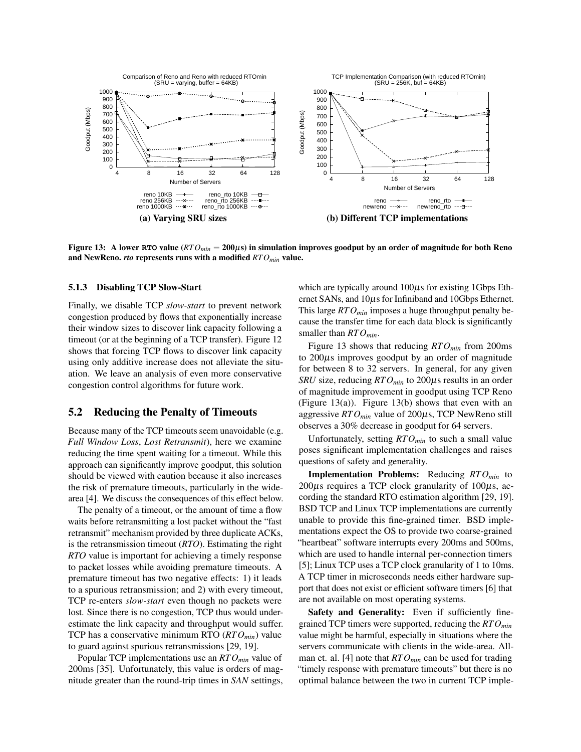**(a) Varying SRU sizes**

**(b) Different TCP implementations**

**Figure 13: A lower RTO value ($RTO_{min}$ = 200$\mu$s) in simulation improves goodput by an order of magnitude for both Reno and NewReno. *rto* represents runs with a modified $RTO_{min}$ value.**

### 5.1.3 Disabling TCP Slow-Start

Finally, we disable TCP *slow-start* to prevent network congestion produced by flows that exponentially increase their window sizes to discover link capacity following a timeout (or at the beginning of a TCP transfer). Figure 12 shows that forcing TCP flows to discover link capacity using only additive increase does not alleviate the situation. We leave an analysis of even more conservative congestion control algorithms for future work.

## 5.2 Reducing the Penalty of Timeouts

Because many of the TCP timeouts seem unavoidable (e.g. *Full Window Loss*, *Lost Retransmit*), here we examine reducing the time spent waiting for a timeout. While this approach can significantly improve goodput, this solution should be viewed with caution because it also increases the risk of premature timeouts, particularly in the wide-area [4]. We discuss the consequences of this effect below.

The penalty of a timeout, or the amount of time a flow waits before retransmitting a lost packet without the "fast retransmit" mechanism provided by three duplicate ACKs, is the retransmission timeout (*RTO*). Estimating the right *RTO* value is important for achieving a timely response to packet losses while avoiding premature timeouts. A premature timeout has two negative effects: 1) it leads to a spurious retransmission; and 2) with every timeout, TCP re-enters *slow-start* even though no packets were lost. Since there is no congestion, TCP thus would underestimate the link capacity and throughput would suffer. TCP has a conservative minimum RTO ($RTO_{min}$) value to guard against spurious retransmissions [29, 19].

Popular TCP implementations use an $RTO_{min}$ value of 200ms [35]. Unfortunately, this value is orders of magnitude greater than the round-trip times in *SAN* settings, which are typically around 100$\mu$s for existing 1Gbps Ethernet SANs, and 10$\mu$s for Infiniband and 10Gbps Ethernet. This large $RTO_{min}$ imposes a huge throughput penalty because the transfer time for each data block is significantly smaller than $RTO_{min}$.

Figure 13 shows that reducing $RTO_{min}$ from 200ms to 200$\mu$s improves goodput by an order of magnitude for between 8 to 32 servers. In general, for any given *SRU* size, reducing $RTO_{min}$ to 200$\mu$s results in an order of magnitude improvement in goodput using TCP Reno (Figure 13(a)). Figure 13(b) shows that even with an aggressive $RTO_{min}$ value of 200$\mu$s, TCP NewReno still observes a 30% decrease in goodput for 64 servers.

Unfortunately, setting $RTO_{min}$ to such a small value poses significant implementation challenges and raises questions of safety and generality.

**Implementation Problems:** Reducing $RTO_{min}$ to 200$\mu$s requires a TCP clock granularity of 100$\mu$s, according the standard RTO estimation algorithm [29, 19]. BSD TCP and Linux TCP implementations are currently unable to provide this fine-grained timer. BSD implementations expect the OS to provide two coarse-grained "heartbeat" software interrupts every 200ms and 500ms, which are used to handle internal per-connection timers [5]; Linux TCP uses a TCP clock granularity of 1 to 10ms. A TCP timer in microseconds needs either hardware support that does not exist or efficient software timers [6] that are not available on most operating systems.

**Safety and Generality:** Even if sufficiently fine-grained TCP timers were supported, reducing the $RTO_{min}$ value might be harmful, especially in situations where the servers communicate with clients in the wide-area. Allman et. al. [4] note that $RTO_{min}$ can be used for trading "timely response with premature timeouts" but there is no optimal balance between the two in current TCP imple-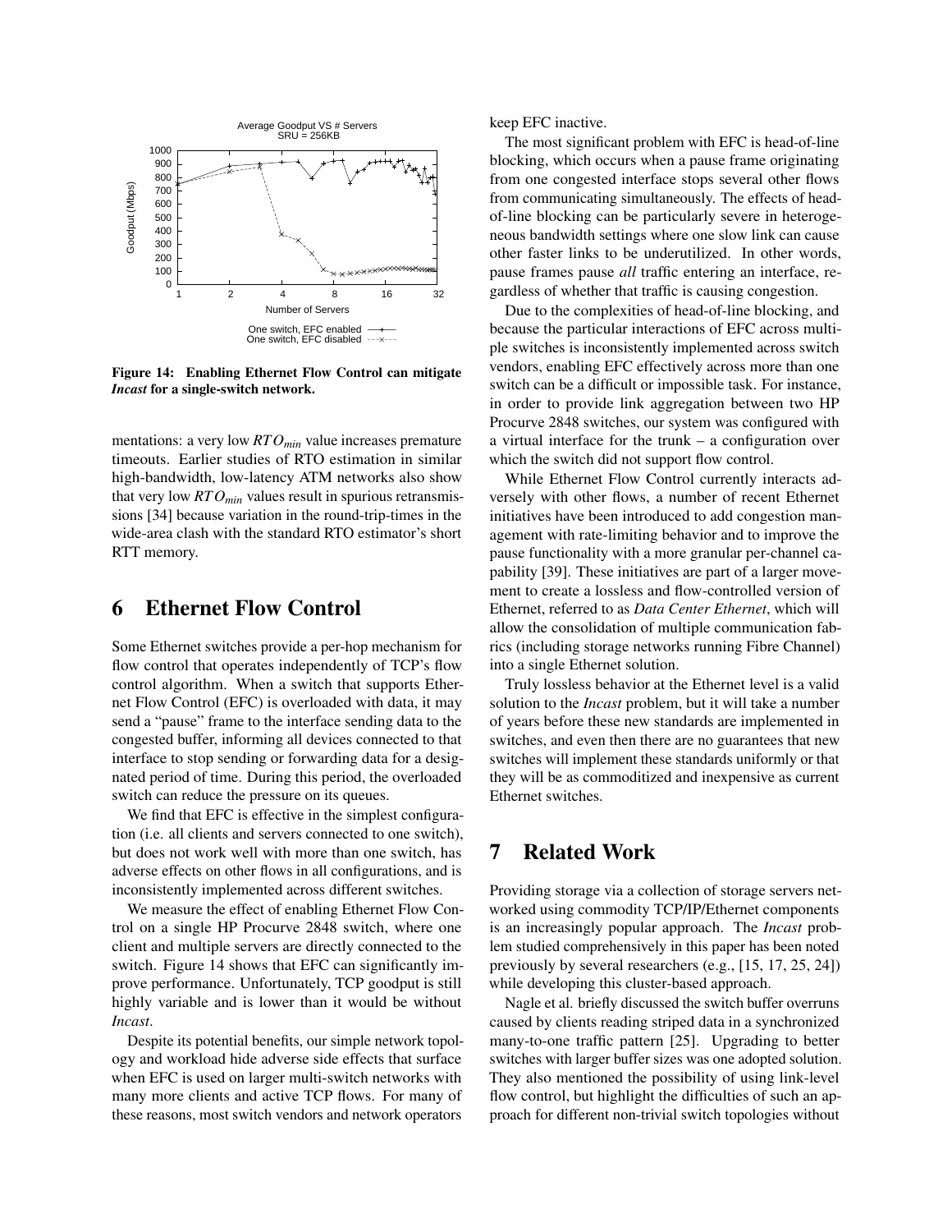Figure 14: **Enabling Ethernet Flow Control can mitigate *Incast* for a single-switch network.**

mentations: a very low $RTO_{min}$ value increases premature timeouts. Earlier studies of RTO estimation in similar high-bandwidth, low-latency ATM networks also show that very low $RTO_{min}$ values result in spurious retransmissions [34] because variation in the round-trip-times in the wide-area clash with the standard RTO estimator's short RTT memory.

# 6 Ethernet Flow Control

Some Ethernet switches provide a per-hop mechanism for flow control that operates independently of TCP's flow control algorithm. When a switch that supports Ethernet Flow Control (EFC) is overloaded with data, it may send a "pause" frame to the interface sending data to the congested buffer, informing all devices connected to that interface to stop sending or forwarding data for a designated period of time. During this period, the overloaded switch can reduce the pressure on its queues.

We find that EFC is effective in the simplest configuration (i.e. all clients and servers connected to one switch), but does not work well with more than one switch, has adverse effects on other flows in all configurations, and is inconsistently implemented across different switches.

We measure the effect of enabling Ethernet Flow Control on a single HP Procurve 2848 switch, where one client and multiple servers are directly connected to the switch. Figure 14 shows that EFC can significantly improve performance. Unfortunately, TCP goodput is still highly variable and is lower than it would be without *Incast*.

Despite its potential benefits, our simple network topology and workload hide adverse side effects that surface when EFC is used on larger multi-switch networks with many more clients and active TCP flows. For many of these reasons, most switch vendors and network operators keep EFC inactive.

The most significant problem with EFC is head-of-line blocking, which occurs when a pause frame originating from one congested interface stops several other flows from communicating simultaneously. The effects of head-of-line blocking can be particularly severe in heterogeneous bandwidth settings where one slow link can cause other faster links to be underutilized. In other words, pause frames pause *all* traffic entering an interface, regardless of whether that traffic is causing congestion.

Due to the complexities of head-of-line blocking, and because the particular interactions of EFC across multiple switches is inconsistently implemented across switch vendors, enabling EFC effectively across more than one switch can be a difficult or impossible task. For instance, in order to provide link aggregation between two HP Procurve 2848 switches, our system was configured with a virtual interface for the trunk – a configuration over which the switch did not support flow control.

While Ethernet Flow Control currently interacts adversely with other flows, a number of recent Ethernet initiatives have been introduced to add congestion management with rate-limiting behavior and to improve the pause functionality with a more granular per-channel capability [39]. These initiatives are part of a larger movement to create a lossless and flow-controlled version of Ethernet, referred to as *Data Center Ethernet*, which will allow the consolidation of multiple communication fabrics (including storage networks running Fibre Channel) into a single Ethernet solution.

Truly lossless behavior at the Ethernet level is a valid solution to the *Incast* problem, but it will take a number of years before these new standards are implemented in switches, and even then there are no guarantees that new switches will implement these standards uniformly or that they will be as commoditized and inexpensive as current Ethernet switches.

# 7 Related Work

Providing storage via a collection of storage servers networked using commodity TCP/IP/Ethernet components is an increasingly popular approach. The *Incast* problem studied comprehensively in this paper has been noted previously by several researchers (e.g., [15, 17, 25, 24]) while developing this cluster-based approach.

Nagle et al. briefly discussed the switch buffer overruns caused by clients reading striped data in a synchronized many-to-one traffic pattern [25]. Upgrading to better switches with larger buffer sizes was one adopted solution. They also mentioned the possibility of using link-level flow control, but highlight the difficulties of such an approach for different non-trivial switch topologies without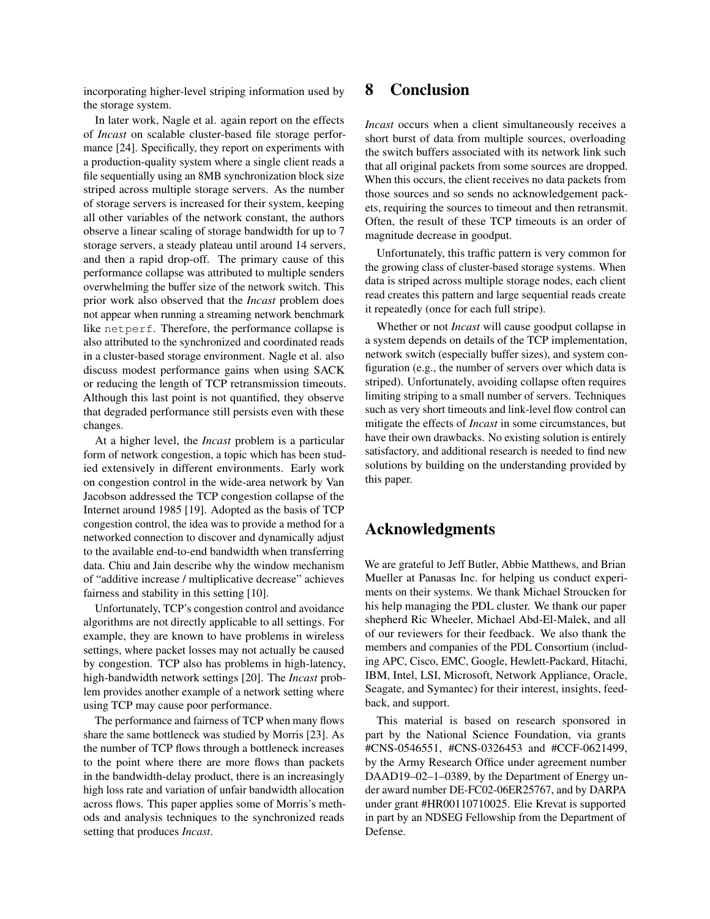incorporating higher-level striping information used by the storage system.

In later work, Nagle et al. again report on the effects of *Incast* on scalable cluster-based file storage performance [24]. Specifically, they report on experiments with a production-quality system where a single client reads a file sequentially using an 8MB synchronization block size striped across multiple storage servers. As the number of storage servers is increased for their system, keeping all other variables of the network constant, the authors observe a linear scaling of storage bandwidth for up to 7 storage servers, a steady plateau until around 14 servers, and then a rapid drop-off. The primary cause of this performance collapse was attributed to multiple senders overwhelming the buffer size of the network switch. This prior work also observed that the *Incast* problem does not appear when running a streaming network benchmark like `netperf`. Therefore, the performance collapse is also attributed to the synchronized and coordinated reads in a cluster-based storage environment. Nagle et al. also discuss modest performance gains when using SACK or reducing the length of TCP retransmission timeouts. Although this last point is not quantified, they observe that degraded performance still persists even with these changes.

At a higher level, the *Incast* problem is a particular form of network congestion, a topic which has been studied extensively in different environments. Early work on congestion control in the wide-area network by Van Jacobson addressed the TCP congestion collapse of the Internet around 1985 [19]. Adopted as the basis of TCP congestion control, the idea was to provide a method for a networked connection to discover and dynamically adjust to the available end-to-end bandwidth when transferring data. Chiu and Jain describe why the window mechanism of "additive increase / multiplicative decrease" achieves fairness and stability in this setting [10].

Unfortunately, TCP's congestion control and avoidance algorithms are not directly applicable to all settings. For example, they are known to have problems in wireless settings, where packet losses may not actually be caused by congestion. TCP also has problems in high-latency, high-bandwidth network settings [20]. The *Incast* problem provides another example of a network setting where using TCP may cause poor performance.

The performance and fairness of TCP when many flows share the same bottleneck was studied by Morris [23]. As the number of TCP flows through a bottleneck increases to the point where there are more flows than packets in the bandwidth-delay product, there is an increasingly high loss rate and variation of unfair bandwidth allocation across flows. This paper applies some of Morris's methods and analysis techniques to the synchronized reads setting that produces *Incast*.

# 8 Conclusion

*Incast* occurs when a client simultaneously receives a short burst of data from multiple sources, overloading the switch buffers associated with its network link such that all original packets from some sources are dropped. When this occurs, the client receives no data packets from those sources and so sends no acknowledgement packets, requiring the sources to timeout and then retransmit. Often, the result of these TCP timeouts is an order of magnitude decrease in goodput.

Unfortunately, this traffic pattern is very common for the growing class of cluster-based storage systems. When data is striped across multiple storage nodes, each client read creates this pattern and large sequential reads create it repeatedly (once for each full stripe).

Whether or not *Incast* will cause goodput collapse in a system depends on details of the TCP implementation, network switch (especially buffer sizes), and system configuration (e.g., the number of servers over which data is striped). Unfortunately, avoiding collapse often requires limiting striping to a small number of servers. Techniques such as very short timeouts and link-level flow control can mitigate the effects of *Incast* in some circumstances, but have their own drawbacks. No existing solution is entirely satisfactory, and additional research is needed to find new solutions by building on the understanding provided by this paper.

# Acknowledgments

We are grateful to Jeff Butler, Abbie Matthews, and Brian Mueller at Panasas Inc. for helping us conduct experiments on their systems. We thank Michael Stroucken for his help managing the PDL cluster. We thank our paper shepherd Ric Wheeler, Michael Abd-El-Malek, and all of our reviewers for their feedback. We also thank the members and companies of the PDL Consortium (including APC, Cisco, EMC, Google, Hewlett-Packard, Hitachi, IBM, Intel, LSI, Microsoft, Network Appliance, Oracle, Seagate, and Symantec) for their interest, insights, feedback, and support.

This material is based on research sponsored in part by the National Science Foundation, via grants #CNS-0546551, #CNS-0326453 and #CCF-0621499, by the Army Research Office under agreement number DAAD19–02–1–0389, by the Department of Energy under award number DE-FC02-06ER25767, and by DARPA under grant #HR00110710025. Elie Krevat is supported in part by an NDSEG Fellowship from the Department of Defense.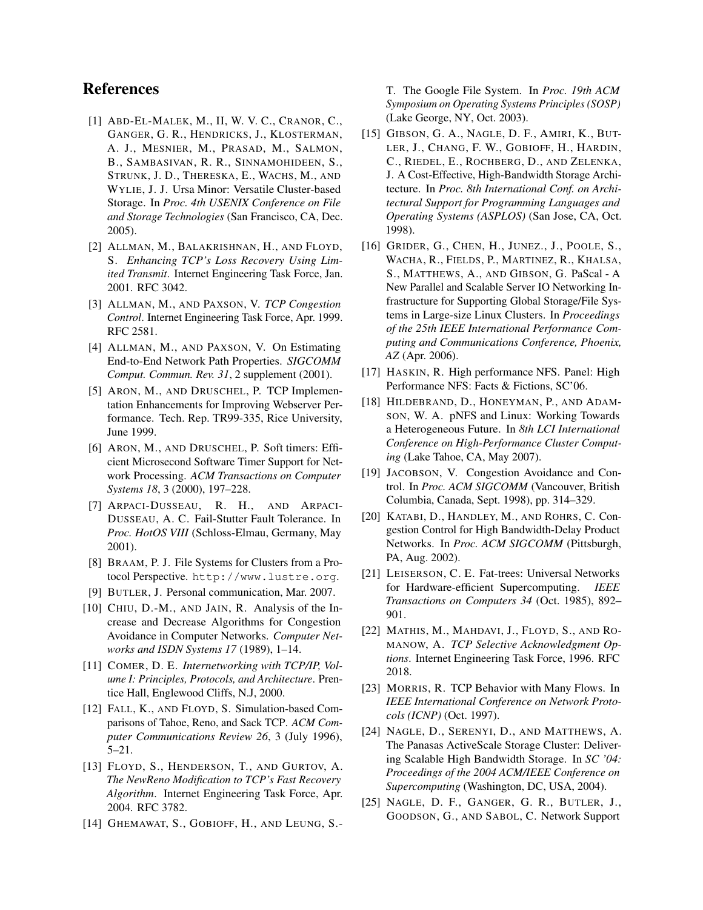# References

[1] Abd-El-Malek, M., II, W. V. C., Cranor, C., Ganger, G. R., Hendricks, J., Klosterman, A. J., Mesnier, M., Prasad, M., Salmon, B., Sambasivan, R. R., Sinnamohideen, S., Strunk, J. D., Thereska, E., Wachs, M., and Wylie, J. J. Ursa Minor: Versatile Cluster-based Storage. In *Proc. 4th USENIX Conference on File and Storage Technologies* (San Francisco, CA, Dec. 2005).

[2] Allman, M., Balakrishnan, H., and Floyd, S. *Enhancing TCP's Loss Recovery Using Limited Transmit*. Internet Engineering Task Force, Jan. 2001. RFC 3042.

[3] Allman, M., and Paxson, V. *TCP Congestion Control*. Internet Engineering Task Force, Apr. 1999. RFC 2581.

[4] Allman, M., and Paxson, V. On Estimating End-to-End Network Path Properties. *SIGCOMM Comput. Commun. Rev. 31*, 2 supplement (2001).

[5] Aron, M., and Druschel, P. TCP Implementation Enhancements for Improving Webserver Performance. Tech. Rep. TR99-335, Rice University, June 1999.

[6] Aron, M., and Druschel, P. Soft timers: Efficient Microsecond Software Timer Support for Network Processing. *ACM Transactions on Computer Systems 18*, 3 (2000), 197–228.

[7] Arpaci-Dusseau, R. H., and Arpaci-Dusseau, A. C. Fail-Stutter Fault Tolerance. In *Proc. HotOS VIII* (Schloss-Elmau, Germany, May 2001).

[8] Braam, P. J. File Systems for Clusters from a Protocol Perspective. `http://www.lustre.org`.

[9] Butler, J. Personal communication, Mar. 2007.

[10] Chiu, D.-M., and Jain, R. Analysis of the Increase and Decrease Algorithms for Congestion Avoidance in Computer Networks. *Computer Networks and ISDN Systems 17* (1989), 1–14.

[11] Comer, D. E. *Internetworking with TCP/IP, Volume I: Principles, Protocols, and Architecture*. Prentice Hall, Englewood Cliffs, N.J, 2000.

[12] Fall, K., and Floyd, S. Simulation-based Comparisons of Tahoe, Reno, and Sack TCP. *ACM Computer Communications Review 26*, 3 (July 1996), 5–21.

[13] Floyd, S., Henderson, T., and Gurtov, A. *The NewReno Modification to TCP's Fast Recovery Algorithm*. Internet Engineering Task Force, Apr. 2004. RFC 3782.

[14] Ghemawat, S., Gobioff, H., and Leung, S.-T. The Google File System. In *Proc. 19th ACM Symposium on Operating Systems Principles (SOSP)* (Lake George, NY, Oct. 2003).

[15] Gibson, G. A., Nagle, D. F., Amiri, K., Butler, J., Chang, F. W., Gobioff, H., Hardin, C., Riedel, E., Rochberg, D., and Zelenka, J. A Cost-Effective, High-Bandwidth Storage Architecture. In *Proc. 8th International Conf. on Architectural Support for Programming Languages and Operating Systems (ASPLOS)* (San Jose, CA, Oct. 1998).

[16] Grider, G., Chen, H., Junez., J., Poole, S., Wacha, R., Fields, P., Martinez, R., Khalsa, S., Matthews, A., and Gibson, G. PaScal - A New Parallel and Scalable Server IO Networking Infrastructure for Supporting Global Storage/File Systems in Large-size Linux Clusters. In *Proceedings of the 25th IEEE International Performance Computing and Communications Conference, Phoenix, AZ* (Apr. 2006).

[17] Haskin, R. High performance NFS. Panel: High Performance NFS: Facts & Fictions, SC'06.

[18] Hildebrand, D., Honeyman, P., and Adamson, W. A. pNFS and Linux: Working Towards a Heterogeneous Future. In *8th LCI International Conference on High-Performance Cluster Computing* (Lake Tahoe, CA, May 2007).

[19] Jacobson, V. Congestion Avoidance and Control. In *Proc. ACM SIGCOMM* (Vancouver, British Columbia, Canada, Sept. 1998), pp. 314–329.

[20] Katabi, D., Handley, M., and Rohrs, C. Congestion Control for High Bandwidth-Delay Product Networks. In *Proc. ACM SIGCOMM* (Pittsburgh, PA, Aug. 2002).

[21] Leiserson, C. E. Fat-trees: Universal Networks for Hardware-efficient Supercomputing. *IEEE Transactions on Computers 34* (Oct. 1985), 892–901.

[22] Mathis, M., Mahdavi, J., Floyd, S., and Romanow, A. *TCP Selective Acknowledgment Options*. Internet Engineering Task Force, 1996. RFC 2018.

[23] Morris, R. TCP Behavior with Many Flows. In *IEEE International Conference on Network Protocols (ICNP)* (Oct. 1997).

[24] Nagle, D., Serenyi, D., and Matthews, A. The Panasas ActiveScale Storage Cluster: Delivering Scalable High Bandwidth Storage. In *SC '04: Proceedings of the 2004 ACM/IEEE Conference on Supercomputing* (Washington, DC, USA, 2004).

[25] Nagle, D. F., Ganger, G. R., Butler, J., Goodson, G., and Sabol, C. Network Support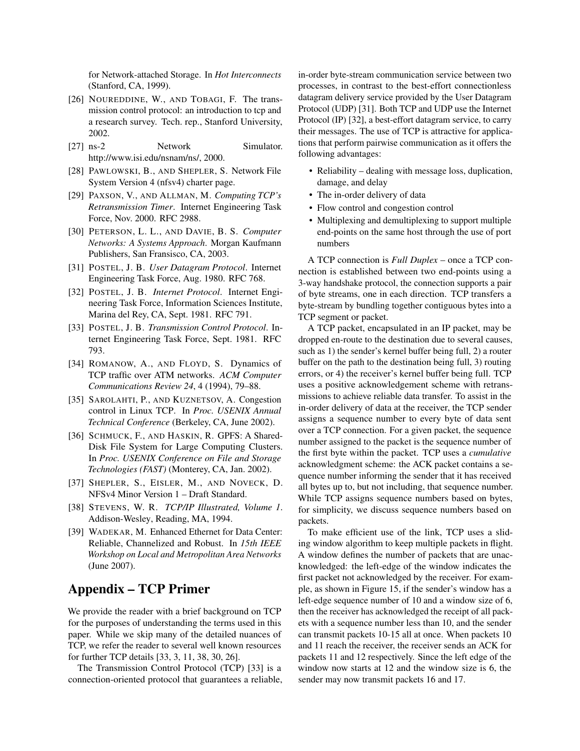for Network-attached Storage. In *Hot Interconnects* (Stanford, CA, 1999).

[26] NOUREDDINE, W., AND TOBAGI, F. The transmission control protocol: an introduction to tcp and a research survey. Tech. rep., Stanford University, 2002.

[27] ns-2 Network Simulator. http://www.isi.edu/nsnam/ns/, 2000.

[28] PAWLOWSKI, B., AND SHEPLER, S. Network File System Version 4 (nfsv4) charter page.

[29] PAXSON, V., AND ALLMAN, M. *Computing TCP's Retransmission Timer*. Internet Engineering Task Force, Nov. 2000. RFC 2988.

[30] PETERSON, L. L., AND DAVIE, B. S. *Computer Networks: A Systems Approach*. Morgan Kaufmann Publishers, San Fransisco, CA, 2003.

[31] POSTEL, J. B. *User Datagram Protocol*. Internet Engineering Task Force, Aug. 1980. RFC 768.

[32] POSTEL, J. B. *Internet Protocol*. Internet Engineering Task Force, Information Sciences Institute, Marina del Rey, CA, Sept. 1981. RFC 791.

[33] POSTEL, J. B. *Transmission Control Protocol*. Internet Engineering Task Force, Sept. 1981. RFC 793.

[34] ROMANOW, A., AND FLOYD, S. Dynamics of TCP traffic over ATM networks. *ACM Computer Communications Review 24*, 4 (1994), 79–88.

[35] SAROLAHTI, P., AND KUZNETSOV, A. Congestion control in Linux TCP. In *Proc. USENIX Annual Technical Conference* (Berkeley, CA, June 2002).

[36] SCHMUCK, F., AND HASKIN, R. GPFS: A Shared-Disk File System for Large Computing Clusters. In *Proc. USENIX Conference on File and Storage Technologies (FAST)* (Monterey, CA, Jan. 2002).

[37] SHEPLER, S., EISLER, M., AND NOVECK, D. NFSv4 Minor Version 1 – Draft Standard.

[38] STEVENS, W. R. *TCP/IP Illustrated, Volume 1*. Addison-Wesley, Reading, MA, 1994.

[39] WADEKAR, M. Enhanced Ethernet for Data Center: Reliable, Channelized and Robust. In *15th IEEE Workshop on Local and Metropolitan Area Networks* (June 2007).

# Appendix – TCP Primer

We provide the reader with a brief background on TCP for the purposes of understanding the terms used in this paper. While we skip many of the detailed nuances of TCP, we refer the reader to several well known resources for further TCP details [33, 3, 11, 38, 30, 26].

The Transmission Control Protocol (TCP) [33] is a connection-oriented protocol that guarantees a reliable, in-order byte-stream communication service between two processes, in contrast to the best-effort connectionless datagram delivery service provided by the User Datagram Protocol (UDP) [31]. Both TCP and UDP use the Internet Protocol (IP) [32], a best-effort datagram service, to carry their messages. The use of TCP is attractive for applications that perform pairwise communication as it offers the following advantages:

- Reliability – dealing with message loss, duplication, damage, and delay
- The in-order delivery of data
- Flow control and congestion control
- Multiplexing and demultiplexing to support multiple end-points on the same host through the use of port numbers

A TCP connection is *Full Duplex* – once a TCP connection is established between two end-points using a 3-way handshake protocol, the connection supports a pair of byte streams, one in each direction. TCP transfers a byte-stream by bundling together contiguous bytes into a TCP segment or packet.

A TCP packet, encapsulated in an IP packet, may be dropped en-route to the destination due to several causes, such as 1) the sender's kernel buffer being full, 2) a router buffer on the path to the destination being full, 3) routing errors, or 4) the receiver's kernel buffer being full. TCP uses a positive acknowledgement scheme with retransmissions to achieve reliable data transfer. To assist in the in-order delivery of data at the receiver, the TCP sender assigns a sequence number to every byte of data sent over a TCP connection. For a given packet, the sequence number assigned to the packet is the sequence number of the first byte within the packet. TCP uses a *cumulative* acknowledgment scheme: the ACK packet contains a sequence number informing the sender that it has received all bytes up to, but not including, that sequence number. While TCP assigns sequence numbers based on bytes, for simplicity, we discuss sequence numbers based on packets.

To make efficient use of the link, TCP uses a sliding window algorithm to keep multiple packets in flight. A window defines the number of packets that are unacknowledged: the left-edge of the window indicates the first packet not acknowledged by the receiver. For example, as shown in Figure 15, if the sender's window has a left-edge sequence number of 10 and a window size of 6, then the receiver has acknowledged the receipt of all packets with a sequence number less than 10, and the sender can transmit packets 10-15 all at once. When packets 10 and 11 reach the receiver, the receiver sends an ACK for packets 11 and 12 respectively. Since the left edge of the window now starts at 12 and the window size is 6, the sender may now transmit packets 16 and 17.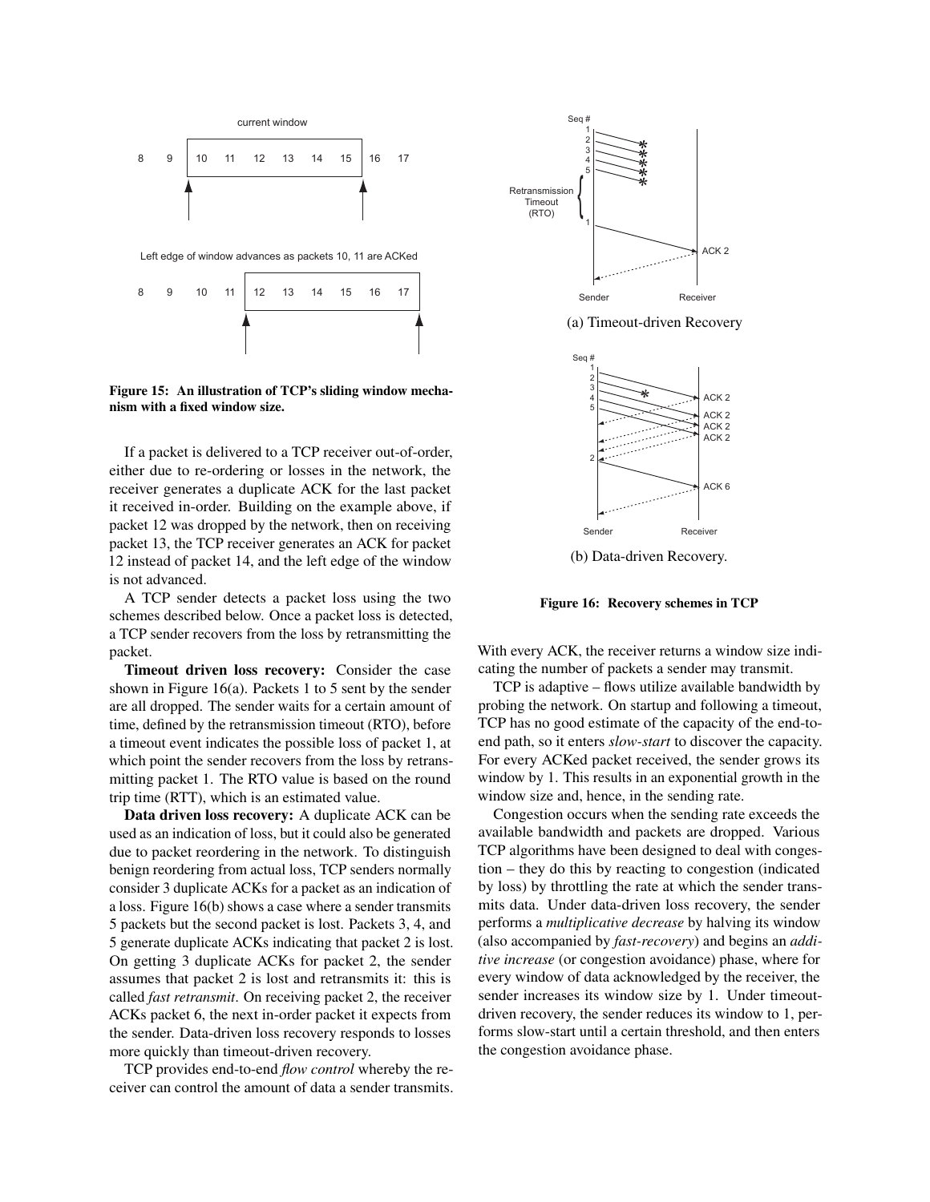current window

8 9 10 11 12 13 14 15 16 17

Left edge of window advances as packets 10, 11 are ACKed

8 9 10 11 12 13 14 15 16 17

**Figure 15: An illustration of TCP's sliding window mechanism with a fixed window size.**

If a packet is delivered to a TCP receiver out-of-order, either due to re-ordering or losses in the network, the receiver generates a duplicate ACK for the last packet it received in-order. Building on the example above, if packet 12 was dropped by the network, then on receiving packet 13, the TCP receiver generates an ACK for packet 12 instead of packet 14, and the left edge of the window is not advanced.

A TCP sender detects a packet loss using the two schemes described below. Once a packet loss is detected, a TCP sender recovers from the loss by retransmitting the packet.

**Timeout driven loss recovery:** Consider the case shown in Figure 16(a). Packets 1 to 5 sent by the sender are all dropped. The sender waits for a certain amount of time, defined by the retransmission timeout (RTO), before a timeout event indicates the possible loss of packet 1, at which point the sender recovers from the loss by retransmitting packet 1. The RTO value is based on the round trip time (RTT), which is an estimated value.

**Data driven loss recovery:** A duplicate ACK can be used as an indication of loss, but it could also be generated due to packet reordering in the network. To distinguish benign reordering from actual loss, TCP senders normally consider 3 duplicate ACKs for a packet as an indication of a loss. Figure 16(b) shows a case where a sender transmits 5 packets but the second packet is lost. Packets 3, 4, and 5 generate duplicate ACKs indicating that packet 2 is lost. On getting 3 duplicate ACKs for packet 2, the sender assumes that packet 2 is lost and retransmits it: this is called *fast retransmit*. On receiving packet 2, the receiver ACKs packet 6, the next in-order packet it expects from the sender. Data-driven loss recovery responds to losses more quickly than timeout-driven recovery.

TCP provides end-to-end *flow control* whereby the receiver can control the amount of data a sender transmits.

Seq #
1
2
3
4
5
Retransmission Timeout (RTO)
1
ACK 2
Sender
Receiver

(a) Timeout-driven Recovery

Seq #
1
2
3
4
5
ACK 2
ACK 2
ACK 2
ACK 2
2
ACK 6
Sender
Receiver

(b) Data-driven Recovery.

**Figure 16: Recovery schemes in TCP**

With every ACK, the receiver returns a window size indicating the number of packets a sender may transmit.

TCP is adaptive – flows utilize available bandwidth by probing the network. On startup and following a timeout, TCP has no good estimate of the capacity of the end-to-end path, so it enters *slow-start* to discover the capacity. For every ACKed packet received, the sender grows its window by 1. This results in an exponential growth in the window size and, hence, in the sending rate.

Congestion occurs when the sending rate exceeds the available bandwidth and packets are dropped. Various TCP algorithms have been designed to deal with congestion – they do this by reacting to congestion (indicated by loss) by throttling the rate at which the sender transmits data. Under data-driven loss recovery, the sender performs a *multiplicative decrease* by halving its window (also accompanied by *fast-recovery*) and begins an *additive increase* (or congestion avoidance) phase, where for every window of data acknowledged by the receiver, the sender increases its window size by 1. Under timeout-driven recovery, the sender reduces its window to 1, performs slow-start until a certain threshold, and then enters the congestion avoidance phase.